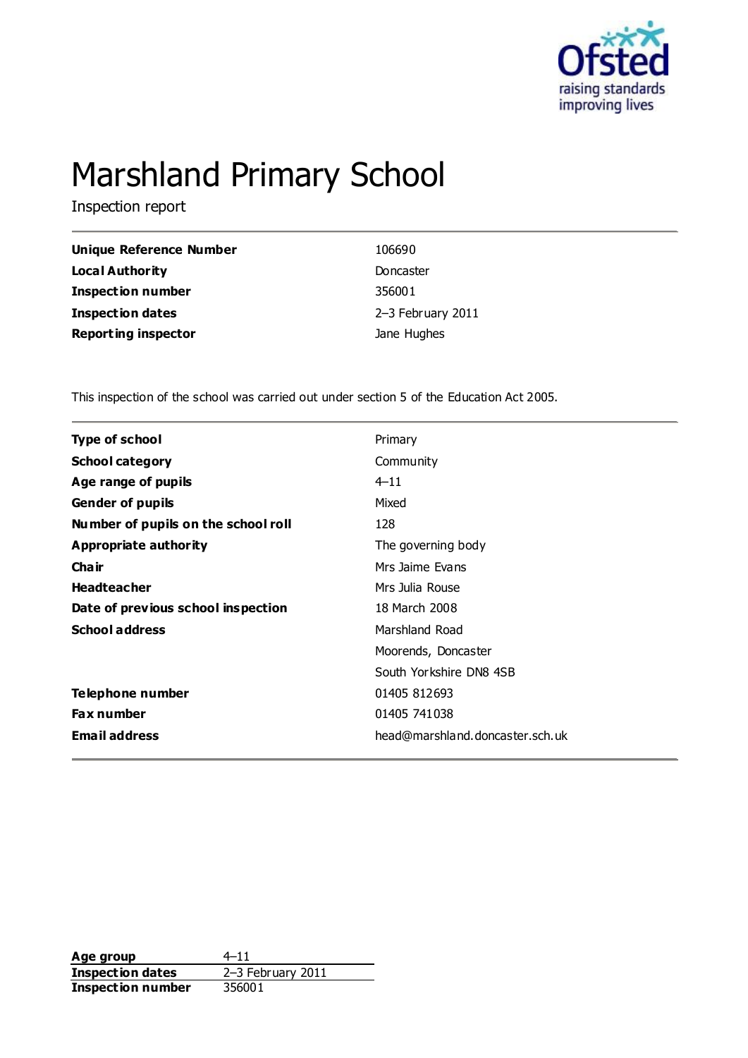# Marshland Primary School

Inspection report

| | |
|---|---|
| **Unique Reference Number** | 106690 |
| **Local Authority** | Doncaster |
| **Inspection number** | 356001 |
| **Inspection dates** | 2–3 February 2011 |
| **Reporting inspector** | Jane Hughes |

This inspection of the school was carried out under section 5 of the Education Act 2005.

| | |
|---|---|
| **Type of school** | Primary |
| **School category** | Community |
| **Age range of pupils** | 4–11 |
| **Gender of pupils** | Mixed |
| **Number of pupils on the school roll** | 128 |
| **Appropriate authority** | The governing body |
| **Chair** | Mrs Jaime Evans |
| **Headteacher** | Mrs Julia Rouse |
| **Date of previous school inspection** | 18 March 2008 |
| **School address** | Marshland Road<br>Moorends, Doncaster<br>South Yorkshire DN8 4SB |
| **Telephone number** | 01405 812693 |
| **Fax number** | 01405 741038 |
| **Email address** | head@marshland.doncaster.sch.uk |

| | |
|---|---|
| **Age group** | 4–11 |
| **Inspection dates** | 2–3 February 2011 |
| **Inspection number** | 356001 |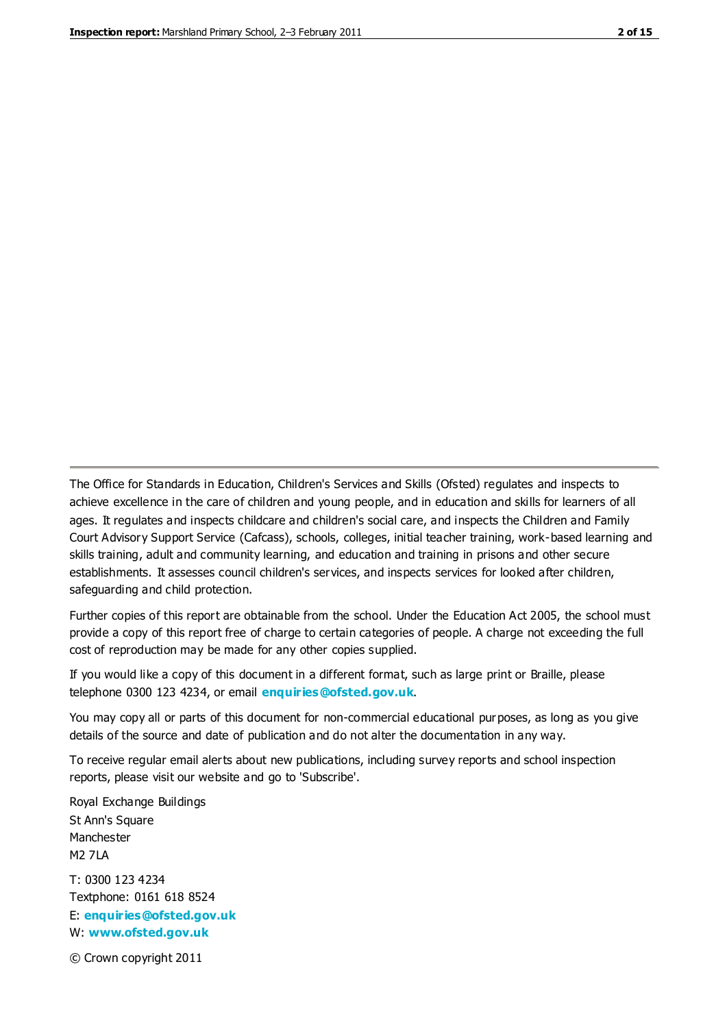The Office for Standards in Education, Children's Services and Skills (Ofsted) regulates and inspects to achieve excellence in the care of children and young people, and in education and skills for learners of all ages. It regulates and inspects childcare and children's social care, and inspects the Children and Family Court Advisory Support Service (Cafcass), schools, colleges, initial teacher training, work-based learning and skills training, adult and community learning, and education and training in prisons and other secure establishments. It assesses council children's services, and inspects services for looked after children, safeguarding and child protection.

Further copies of this report are obtainable from the school. Under the Education Act 2005, the school must provide a copy of this report free of charge to certain categories of people. A charge not exceeding the full cost of reproduction may be made for any other copies supplied.

If you would like a copy of this document in a different format, such as large print or Braille, please telephone 0300 123 4234, or email **enquiries@ofsted.gov.uk**.

You may copy all or parts of this document for non-commercial educational purposes, as long as you give details of the source and date of publication and do not alter the documentation in any way.

To receive regular email alerts about new publications, including survey reports and school inspection reports, please visit our website and go to 'Subscribe'.

Royal Exchange Buildings
St Ann's Square
Manchester
M2 7LA

T: 0300 123 4234
Textphone: 0161 618 8524
E: **enquiries@ofsted.gov.uk**
W: **www.ofsted.gov.uk**

© Crown copyright 2011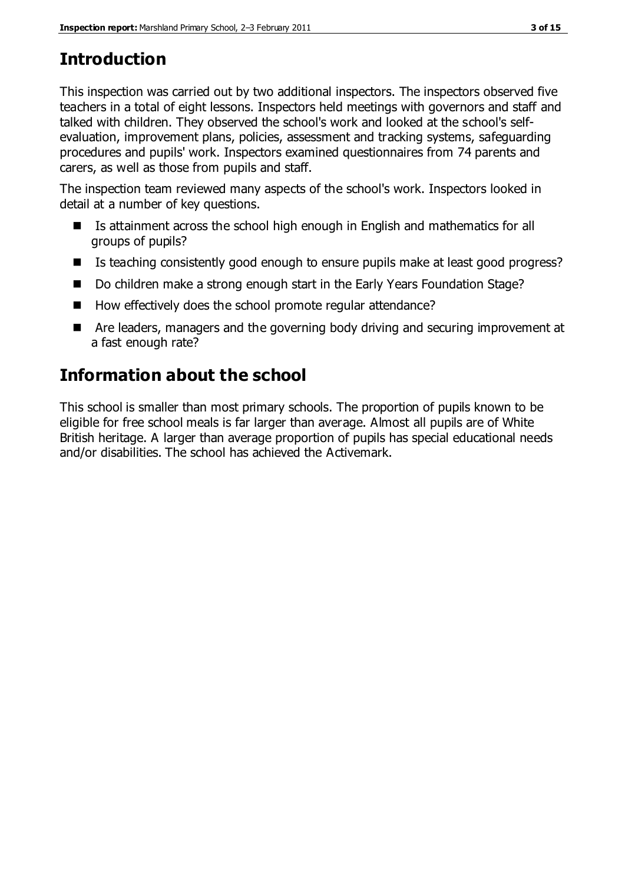## Introduction

This inspection was carried out by two additional inspectors. The inspectors observed five teachers in a total of eight lessons. Inspectors held meetings with governors and staff and talked with children. They observed the school's work and looked at the school's self-evaluation, improvement plans, policies, assessment and tracking systems, safeguarding procedures and pupils' work. Inspectors examined questionnaires from 74 parents and carers, as well as those from pupils and staff.

The inspection team reviewed many aspects of the school's work. Inspectors looked in detail at a number of key questions.

- Is attainment across the school high enough in English and mathematics for all groups of pupils?
- Is teaching consistently good enough to ensure pupils make at least good progress?
- Do children make a strong enough start in the Early Years Foundation Stage?
- How effectively does the school promote regular attendance?
- Are leaders, managers and the governing body driving and securing improvement at a fast enough rate?

## Information about the school

This school is smaller than most primary schools. The proportion of pupils known to be eligible for free school meals is far larger than average. Almost all pupils are of White British heritage. A larger than average proportion of pupils has special educational needs and/or disabilities. The school has achieved the Activemark.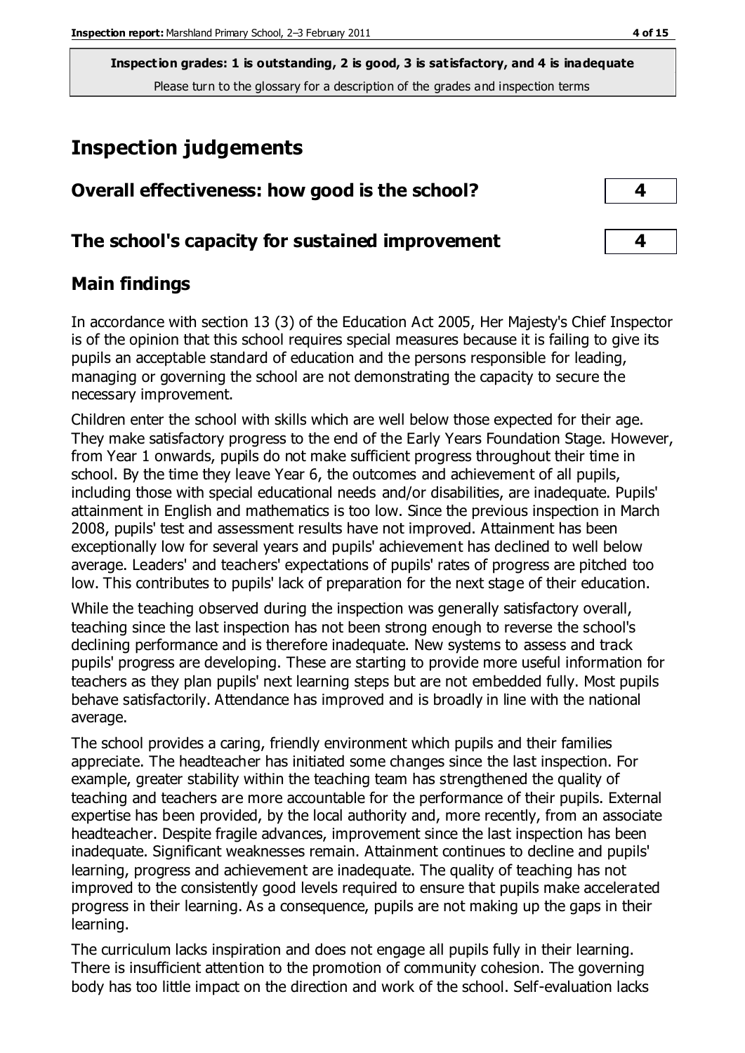**Inspection grades: 1 is outstanding, 2 is good, 3 is satisfactory, and 4 is inadequate**

Please turn to the glossary for a description of the grades and inspection terms

# Inspection judgements

| | |
|---|---|
| **Overall effectiveness: how good is the school?** | **4** |
| **The school's capacity for sustained improvement** | **4** |

## Main findings

In accordance with section 13 (3) of the Education Act 2005, Her Majesty's Chief Inspector is of the opinion that this school requires special measures because it is failing to give its pupils an acceptable standard of education and the persons responsible for leading, managing or governing the school are not demonstrating the capacity to secure the necessary improvement.

Children enter the school with skills which are well below those expected for their age. They make satisfactory progress to the end of the Early Years Foundation Stage. However, from Year 1 onwards, pupils do not make sufficient progress throughout their time in school. By the time they leave Year 6, the outcomes and achievement of all pupils, including those with special educational needs and/or disabilities, are inadequate. Pupils' attainment in English and mathematics is too low. Since the previous inspection in March 2008, pupils' test and assessment results have not improved. Attainment has been exceptionally low for several years and pupils' achievement has declined to well below average. Leaders' and teachers' expectations of pupils' rates of progress are pitched too low. This contributes to pupils' lack of preparation for the next stage of their education.

While the teaching observed during the inspection was generally satisfactory overall, teaching since the last inspection has not been strong enough to reverse the school's declining performance and is therefore inadequate. New systems to assess and track pupils' progress are developing. These are starting to provide more useful information for teachers as they plan pupils' next learning steps but are not embedded fully. Most pupils behave satisfactorily. Attendance has improved and is broadly in line with the national average.

The school provides a caring, friendly environment which pupils and their families appreciate. The headteacher has initiated some changes since the last inspection. For example, greater stability within the teaching team has strengthened the quality of teaching and teachers are more accountable for the performance of their pupils. External expertise has been provided, by the local authority and, more recently, from an associate headteacher. Despite fragile advances, improvement since the last inspection has been inadequate. Significant weaknesses remain. Attainment continues to decline and pupils' learning, progress and achievement are inadequate. The quality of teaching has not improved to the consistently good levels required to ensure that pupils make accelerated progress in their learning. As a consequence, pupils are not making up the gaps in their learning.

The curriculum lacks inspiration and does not engage all pupils fully in their learning. There is insufficient attention to the promotion of community cohesion. The governing body has too little impact on the direction and work of the school. Self-evaluation lacks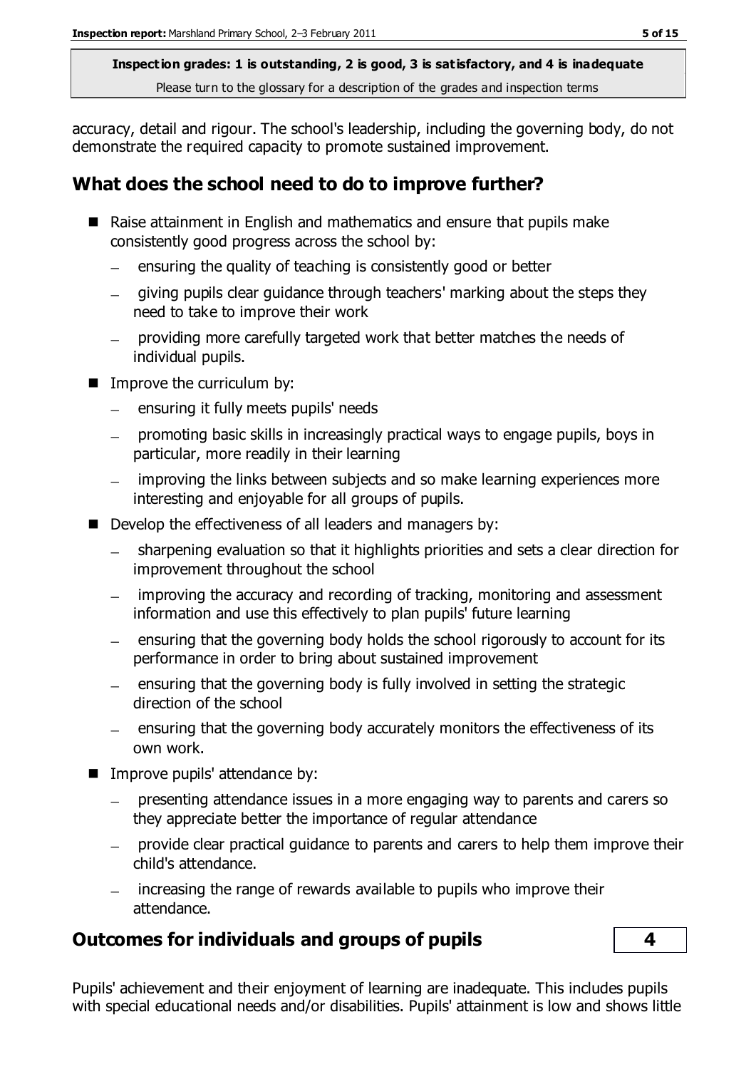accuracy, detail and rigour. The school's leadership, including the governing body, do not demonstrate the required capacity to promote sustained improvement.

## What does the school need to do to improve further?

- Raise attainment in English and mathematics and ensure that pupils make consistently good progress across the school by:
  - ensuring the quality of teaching is consistently good or better
  - giving pupils clear guidance through teachers' marking about the steps they need to take to improve their work
  - providing more carefully targeted work that better matches the needs of individual pupils.
- Improve the curriculum by:
  - ensuring it fully meets pupils' needs
  - promoting basic skills in increasingly practical ways to engage pupils, boys in particular, more readily in their learning
  - improving the links between subjects and so make learning experiences more interesting and enjoyable for all groups of pupils.
- Develop the effectiveness of all leaders and managers by:
  - sharpening evaluation so that it highlights priorities and sets a clear direction for improvement throughout the school
  - improving the accuracy and recording of tracking, monitoring and assessment information and use this effectively to plan pupils' future learning
  - ensuring that the governing body holds the school rigorously to account for its performance in order to bring about sustained improvement
  - ensuring that the governing body is fully involved in setting the strategic direction of the school
  - ensuring that the governing body accurately monitors the effectiveness of its own work.
- Improve pupils' attendance by:
  - presenting attendance issues in a more engaging way to parents and carers so they appreciate better the importance of regular attendance
  - provide clear practical guidance to parents and carers to help them improve their child's attendance.
  - increasing the range of rewards available to pupils who improve their attendance.

## Outcomes for individuals and groups of pupils — 4

Pupils' achievement and their enjoyment of learning are inadequate. This includes pupils with special educational needs and/or disabilities. Pupils' attainment is low and shows little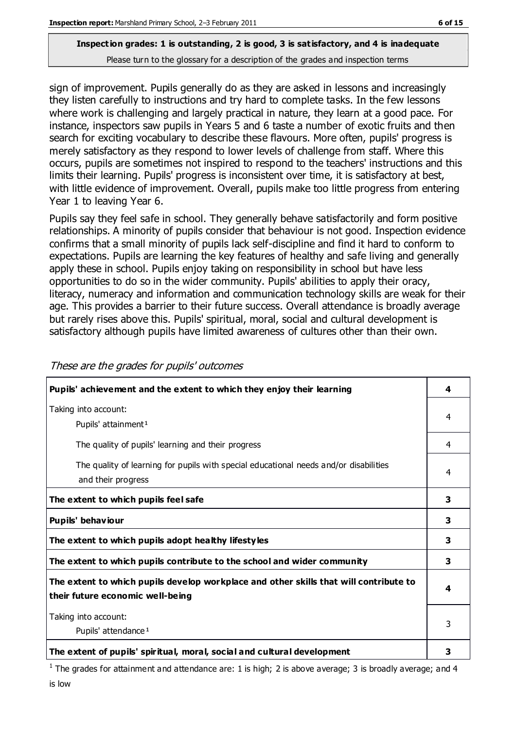**Inspection grades: 1 is outstanding, 2 is good, 3 is satisfactory, and 4 is inadequate**
Please turn to the glossary for a description of the grades and inspection terms

sign of improvement. Pupils generally do as they are asked in lessons and increasingly they listen carefully to instructions and try hard to complete tasks. In the few lessons where work is challenging and largely practical in nature, they learn at a good pace. For instance, inspectors saw pupils in Years 5 and 6 taste a number of exotic fruits and then search for exciting vocabulary to describe these flavours. More often, pupils' progress is merely satisfactory as they respond to lower levels of challenge from staff. Where this occurs, pupils are sometimes not inspired to respond to the teachers' instructions and this limits their learning. Pupils' progress is inconsistent over time, it is satisfactory at best, with little evidence of improvement. Overall, pupils make too little progress from entering Year 1 to leaving Year 6.

Pupils say they feel safe in school. They generally behave satisfactorily and form positive relationships. A minority of pupils consider that behaviour is not good. Inspection evidence confirms that a small minority of pupils lack self-discipline and find it hard to conform to expectations. Pupils are learning the key features of healthy and safe living and generally apply these in school. Pupils enjoy taking on responsibility in school but have less opportunities to do so in the wider community. Pupils' abilities to apply their oracy, literacy, numeracy and information and communication technology skills are weak for their age. This provides a barrier to their future success. Overall attendance is broadly average but rarely rises above this. Pupils' spiritual, moral, social and cultural development is satisfactory although pupils have limited awareness of cultures other than their own.

*These are the grades for pupils' outcomes*

| | |
|---|---|
| **Pupils' achievement and the extent to which they enjoy their learning** | **4** |
| Taking into account: Pupils' attainment[1] | 4 |
| The quality of pupils' learning and their progress | 4 |
| The quality of learning for pupils with special educational needs and/or disabilities and their progress | 4 |
| **The extent to which pupils feel safe** | **3** |
| **Pupils' behaviour** | **3** |
| **The extent to which pupils adopt healthy lifestyles** | **3** |
| **The extent to which pupils contribute to the school and wider community** | **3** |
| **The extent to which pupils develop workplace and other skills that will contribute to their future economic well-being** | **4** |
| Taking into account: Pupils' attendance[1] | 3 |
| **The extent of pupils' spiritual, moral, social and cultural development** | **3** |

[1] The grades for attainment and attendance are: 1 is high; 2 is above average; 3 is broadly average; and 4 is low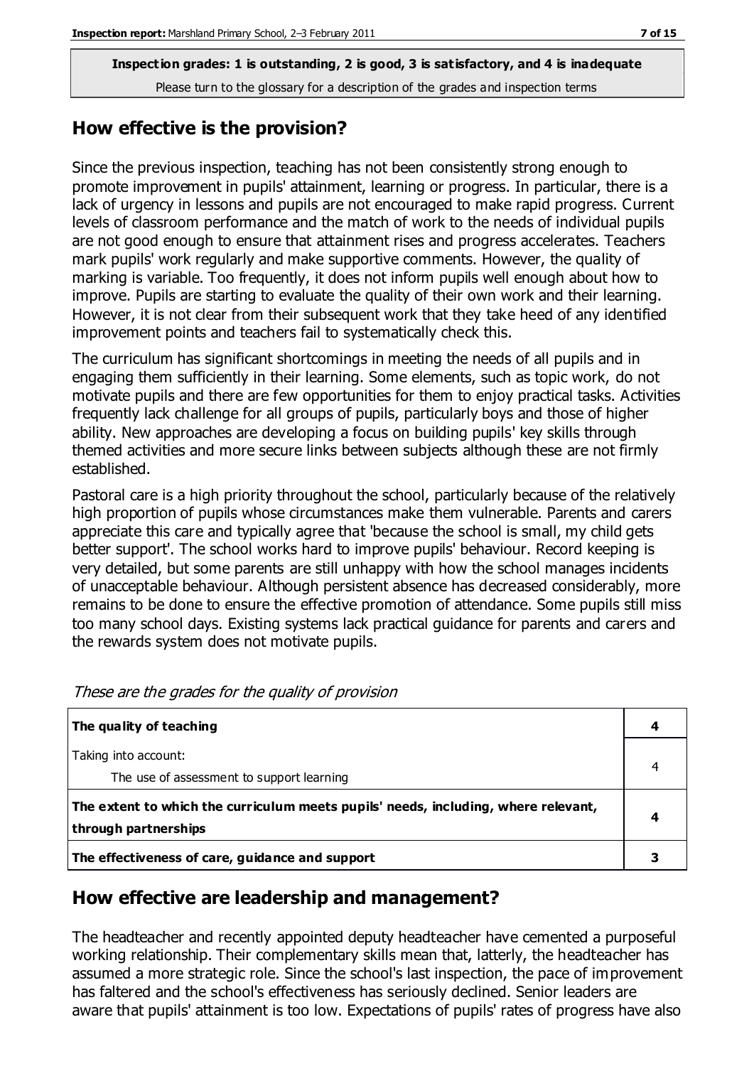**Inspection grades: 1 is outstanding, 2 is good, 3 is satisfactory, and 4 is inadequate**
Please turn to the glossary for a description of the grades and inspection terms

## How effective is the provision?

Since the previous inspection, teaching has not been consistently strong enough to promote improvement in pupils' attainment, learning or progress. In particular, there is a lack of urgency in lessons and pupils are not encouraged to make rapid progress. Current levels of classroom performance and the match of work to the needs of individual pupils are not good enough to ensure that attainment rises and progress accelerates. Teachers mark pupils' work regularly and make supportive comments. However, the quality of marking is variable. Too frequently, it does not inform pupils well enough about how to improve. Pupils are starting to evaluate the quality of their own work and their learning. However, it is not clear from their subsequent work that they take heed of any identified improvement points and teachers fail to systematically check this.

The curriculum has significant shortcomings in meeting the needs of all pupils and in engaging them sufficiently in their learning. Some elements, such as topic work, do not motivate pupils and there are few opportunities for them to enjoy practical tasks. Activities frequently lack challenge for all groups of pupils, particularly boys and those of higher ability. New approaches are developing a focus on building pupils' key skills through themed activities and more secure links between subjects although these are not firmly established.

Pastoral care is a high priority throughout the school, particularly because of the relatively high proportion of pupils whose circumstances make them vulnerable. Parents and carers appreciate this care and typically agree that 'because the school is small, my child gets better support'. The school works hard to improve pupils' behaviour. Record keeping is very detailed, but some parents are still unhappy with how the school manages incidents of unacceptable behaviour. Although persistent absence has decreased considerably, more remains to be done to ensure the effective promotion of attendance. Some pupils still miss too many school days. Existing systems lack practical guidance for parents and carers and the rewards system does not motivate pupils.

*These are the grades for the quality of provision*

| | |
|---|---|
| **The quality of teaching** | **4** |
| Taking into account:<br>The use of assessment to support learning | 4 |
| **The extent to which the curriculum meets pupils' needs, including, where relevant, through partnerships** | **4** |
| **The effectiveness of care, guidance and support** | **3** |

## How effective are leadership and management?

The headteacher and recently appointed deputy headteacher have cemented a purposeful working relationship. Their complementary skills mean that, latterly, the headteacher has assumed a more strategic role. Since the school's last inspection, the pace of improvement has faltered and the school's effectiveness has seriously declined. Senior leaders are aware that pupils' attainment is too low. Expectations of pupils' rates of progress have also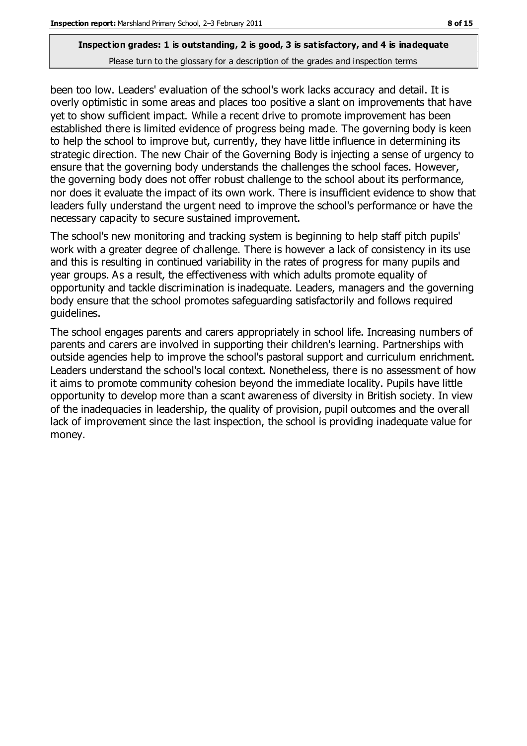been too low. Leaders' evaluation of the school's work lacks accuracy and detail. It is overly optimistic in some areas and places too positive a slant on improvements that have yet to show sufficient impact. While a recent drive to promote improvement has been established there is limited evidence of progress being made. The governing body is keen to help the school to improve but, currently, they have little influence in determining its strategic direction. The new Chair of the Governing Body is injecting a sense of urgency to ensure that the governing body understands the challenges the school faces. However, the governing body does not offer robust challenge to the school about its performance, nor does it evaluate the impact of its own work. There is insufficient evidence to show that leaders fully understand the urgent need to improve the school's performance or have the necessary capacity to secure sustained improvement.

The school's new monitoring and tracking system is beginning to help staff pitch pupils' work with a greater degree of challenge. There is however a lack of consistency in its use and this is resulting in continued variability in the rates of progress for many pupils and year groups. As a result, the effectiveness with which adults promote equality of opportunity and tackle discrimination is inadequate. Leaders, managers and the governing body ensure that the school promotes safeguarding satisfactorily and follows required guidelines.

The school engages parents and carers appropriately in school life. Increasing numbers of parents and carers are involved in supporting their children's learning. Partnerships with outside agencies help to improve the school's pastoral support and curriculum enrichment. Leaders understand the school's local context. Nonetheless, there is no assessment of how it aims to promote community cohesion beyond the immediate locality. Pupils have little opportunity to develop more than a scant awareness of diversity in British society. In view of the inadequacies in leadership, the quality of provision, pupil outcomes and the overall lack of improvement since the last inspection, the school is providing inadequate value for money.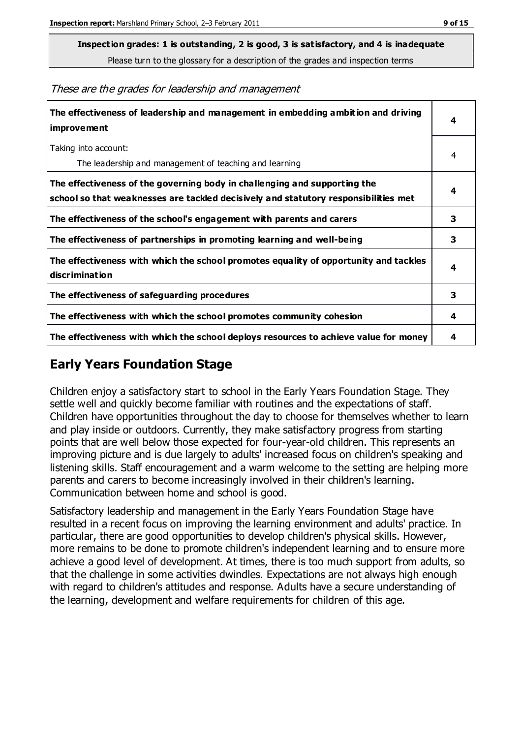**Inspection grades: 1 is outstanding, 2 is good, 3 is satisfactory, and 4 is inadequate**

Please turn to the glossary for a description of the grades and inspection terms

*These are the grades for leadership and management*

| | |
|---|---|
| **The effectiveness of leadership and management in embedding ambition and driving improvement** | **4** |
| Taking into account:<br>The leadership and management of teaching and learning | 4 |
| **The effectiveness of the governing body in challenging and supporting the school so that weaknesses are tackled decisively and statutory responsibilities met** | **4** |
| **The effectiveness of the school's engagement with parents and carers** | **3** |
| **The effectiveness of partnerships in promoting learning and well-being** | **3** |
| **The effectiveness with which the school promotes equality of opportunity and tackles discrimination** | **4** |
| **The effectiveness of safeguarding procedures** | **3** |
| **The effectiveness with which the school promotes community cohesion** | **4** |
| **The effectiveness with which the school deploys resources to achieve value for money** | **4** |

## Early Years Foundation Stage

Children enjoy a satisfactory start to school in the Early Years Foundation Stage. They settle well and quickly become familiar with routines and the expectations of staff. Children have opportunities throughout the day to choose for themselves whether to learn and play inside or outdoors. Currently, they make satisfactory progress from starting points that are well below those expected for four-year-old children. This represents an improving picture and is due largely to adults' increased focus on children's speaking and listening skills. Staff encouragement and a warm welcome to the setting are helping more parents and carers to become increasingly involved in their children's learning. Communication between home and school is good.

Satisfactory leadership and management in the Early Years Foundation Stage have resulted in a recent focus on improving the learning environment and adults' practice. In particular, there are good opportunities to develop children's physical skills. However, more remains to be done to promote children's independent learning and to ensure more achieve a good level of development. At times, there is too much support from adults, so that the challenge in some activities dwindles. Expectations are not always high enough with regard to children's attitudes and response. Adults have a secure understanding of the learning, development and welfare requirements for children of this age.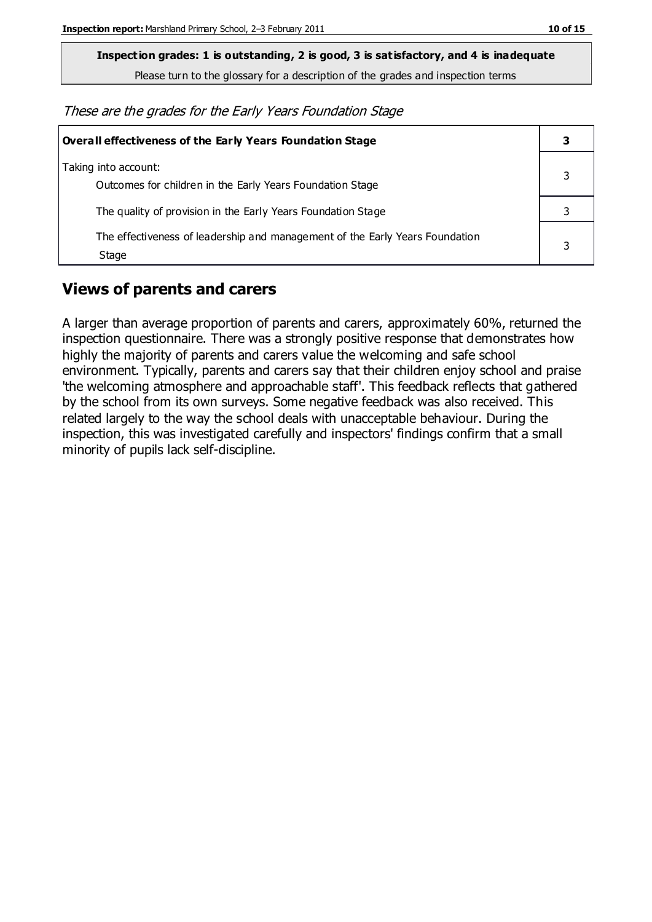**Inspection grades: 1 is outstanding, 2 is good, 3 is satisfactory, and 4 is inadequate**

Please turn to the glossary for a description of the grades and inspection terms

*These are the grades for the Early Years Foundation Stage*

| Overall effectiveness of the Early Years Foundation Stage | 3 |
|---|---|
| Taking into account:<br>Outcomes for children in the Early Years Foundation Stage | 3 |
| The quality of provision in the Early Years Foundation Stage | 3 |
| The effectiveness of leadership and management of the Early Years Foundation Stage | 3 |

## Views of parents and carers

A larger than average proportion of parents and carers, approximately 60%, returned the inspection questionnaire. There was a strongly positive response that demonstrates how highly the majority of parents and carers value the welcoming and safe school environment. Typically, parents and carers say that their children enjoy school and praise 'the welcoming atmosphere and approachable staff'. This feedback reflects that gathered by the school from its own surveys. Some negative feedback was also received. This related largely to the way the school deals with unacceptable behaviour. During the inspection, this was investigated carefully and inspectors' findings confirm that a small minority of pupils lack self-discipline.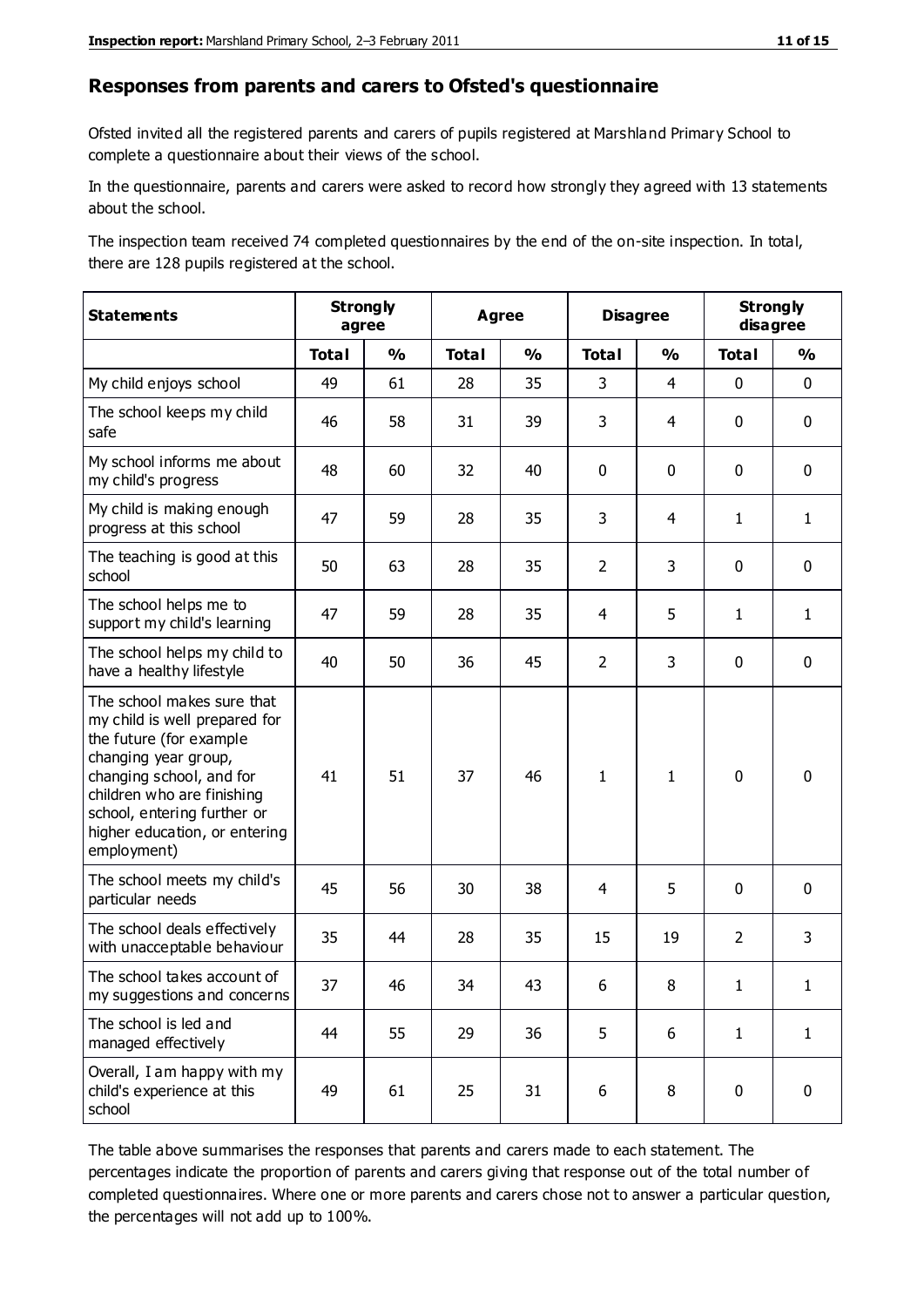## Responses from parents and carers to Ofsted's questionnaire

Ofsted invited all the registered parents and carers of pupils registered at Marshland Primary School to complete a questionnaire about their views of the school.

In the questionnaire, parents and carers were asked to record how strongly they agreed with 13 statements about the school.

The inspection team received 74 completed questionnaires by the end of the on-site inspection. In total, there are 128 pupils registered at the school.

| Statements | Strongly agree | | Agree | | Disagree | | Strongly disagree | |
|---|---|---|---|---|---|---|---|---|
| | Total | % | Total | % | Total | % | Total | % |
| My child enjoys school | 49 | 61 | 28 | 35 | 3 | 4 | 0 | 0 |
| The school keeps my child safe | 46 | 58 | 31 | 39 | 3 | 4 | 0 | 0 |
| My school informs me about my child's progress | 48 | 60 | 32 | 40 | 0 | 0 | 0 | 0 |
| My child is making enough progress at this school | 47 | 59 | 28 | 35 | 3 | 4 | 1 | 1 |
| The teaching is good at this school | 50 | 63 | 28 | 35 | 2 | 3 | 0 | 0 |
| The school helps me to support my child's learning | 47 | 59 | 28 | 35 | 4 | 5 | 1 | 1 |
| The school helps my child to have a healthy lifestyle | 40 | 50 | 36 | 45 | 2 | 3 | 0 | 0 |
| The school makes sure that my child is well prepared for the future (for example changing year group, changing school, and for children who are finishing school, entering further or higher education, or entering employment) | 41 | 51 | 37 | 46 | 1 | 1 | 0 | 0 |
| The school meets my child's particular needs | 45 | 56 | 30 | 38 | 4 | 5 | 0 | 0 |
| The school deals effectively with unacceptable behaviour | 35 | 44 | 28 | 35 | 15 | 19 | 2 | 3 |
| The school takes account of my suggestions and concerns | 37 | 46 | 34 | 43 | 6 | 8 | 1 | 1 |
| The school is led and managed effectively | 44 | 55 | 29 | 36 | 5 | 6 | 1 | 1 |
| Overall, I am happy with my child's experience at this school | 49 | 61 | 25 | 31 | 6 | 8 | 0 | 0 |

The table above summarises the responses that parents and carers made to each statement. The percentages indicate the proportion of parents and carers giving that response out of the total number of completed questionnaires. Where one or more parents and carers chose not to answer a particular question, the percentages will not add up to 100%.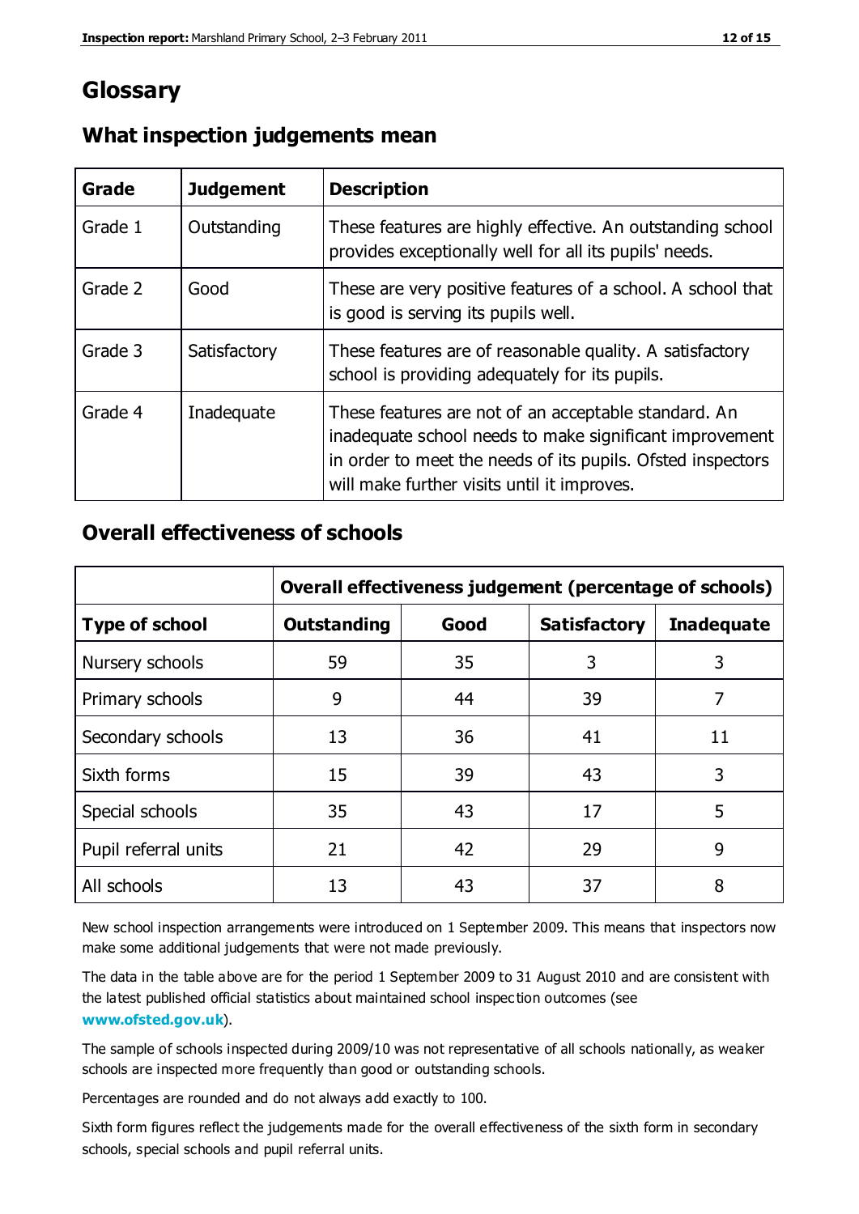# Glossary

## What inspection judgements mean

| Grade | Judgement | Description |
|---|---|---|
| Grade 1 | Outstanding | These features are highly effective. An outstanding school provides exceptionally well for all its pupils' needs. |
| Grade 2 | Good | These are very positive features of a school. A school that is good is serving its pupils well. |
| Grade 3 | Satisfactory | These features are of reasonable quality. A satisfactory school is providing adequately for its pupils. |
| Grade 4 | Inadequate | These features are not of an acceptable standard. An inadequate school needs to make significant improvement in order to meet the needs of its pupils. Ofsted inspectors will make further visits until it improves. |

## Overall effectiveness of schools

| | Overall effectiveness judgement (percentage of schools) | | | |
|---|---|---|---|---|
| **Type of school** | **Outstanding** | **Good** | **Satisfactory** | **Inadequate** |
| Nursery schools | 59 | 35 | 3 | 3 |
| Primary schools | 9 | 44 | 39 | 7 |
| Secondary schools | 13 | 36 | 41 | 11 |
| Sixth forms | 15 | 39 | 43 | 3 |
| Special schools | 35 | 43 | 17 | 5 |
| Pupil referral units | 21 | 42 | 29 | 9 |
| All schools | 13 | 43 | 37 | 8 |

New school inspection arrangements were introduced on 1 September 2009. This means that inspectors now make some additional judgements that were not made previously.

The data in the table above are for the period 1 September 2009 to 31 August 2010 and are consistent with the latest published official statistics about maintained school inspection outcomes (see **www.ofsted.gov.uk**).

The sample of schools inspected during 2009/10 was not representative of all schools nationally, as weaker schools are inspected more frequently than good or outstanding schools.

Percentages are rounded and do not always add exactly to 100.

Sixth form figures reflect the judgements made for the overall effectiveness of the sixth form in secondary schools, special schools and pupil referral units.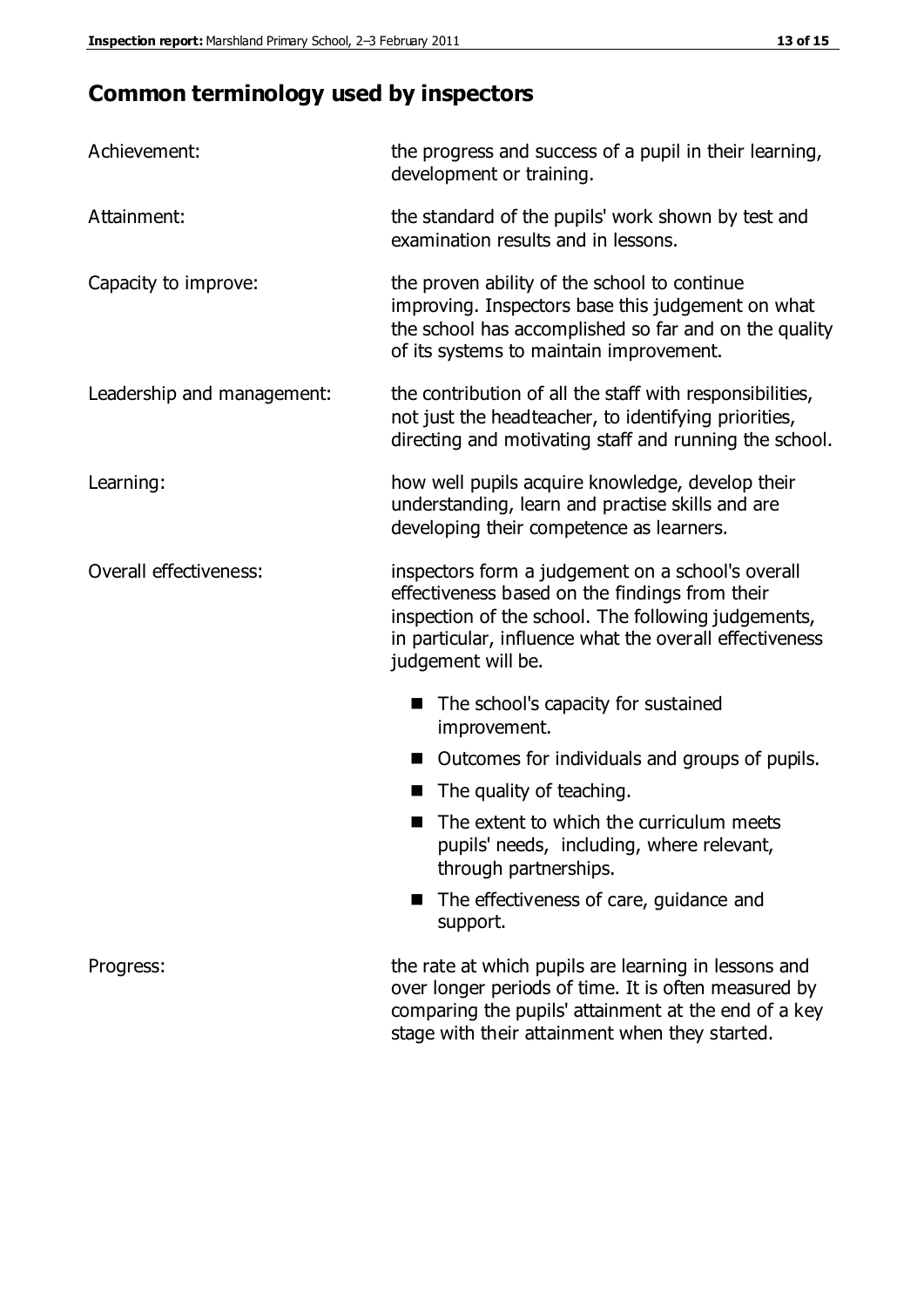## Common terminology used by inspectors

| | |
|---|---|
| Achievement: | the progress and success of a pupil in their learning, development or training. |
| Attainment: | the standard of the pupils' work shown by test and examination results and in lessons. |
| Capacity to improve: | the proven ability of the school to continue improving. Inspectors base this judgement on what the school has accomplished so far and on the quality of its systems to maintain improvement. |
| Leadership and management: | the contribution of all the staff with responsibilities, not just the headteacher, to identifying priorities, directing and motivating staff and running the school. |
| Learning: | how well pupils acquire knowledge, develop their understanding, learn and practise skills and are developing their competence as learners. |
| Overall effectiveness: | inspectors form a judgement on a school's overall effectiveness based on the findings from their inspection of the school. The following judgements, in particular, influence what the overall effectiveness judgement will be.<br>■ The school's capacity for sustained improvement.<br>■ Outcomes for individuals and groups of pupils.<br>■ The quality of teaching.<br>■ The extent to which the curriculum meets pupils' needs, including, where relevant, through partnerships.<br>■ The effectiveness of care, guidance and support. |
| Progress: | the rate at which pupils are learning in lessons and over longer periods of time. It is often measured by comparing the pupils' attainment at the end of a key stage with their attainment when they started. |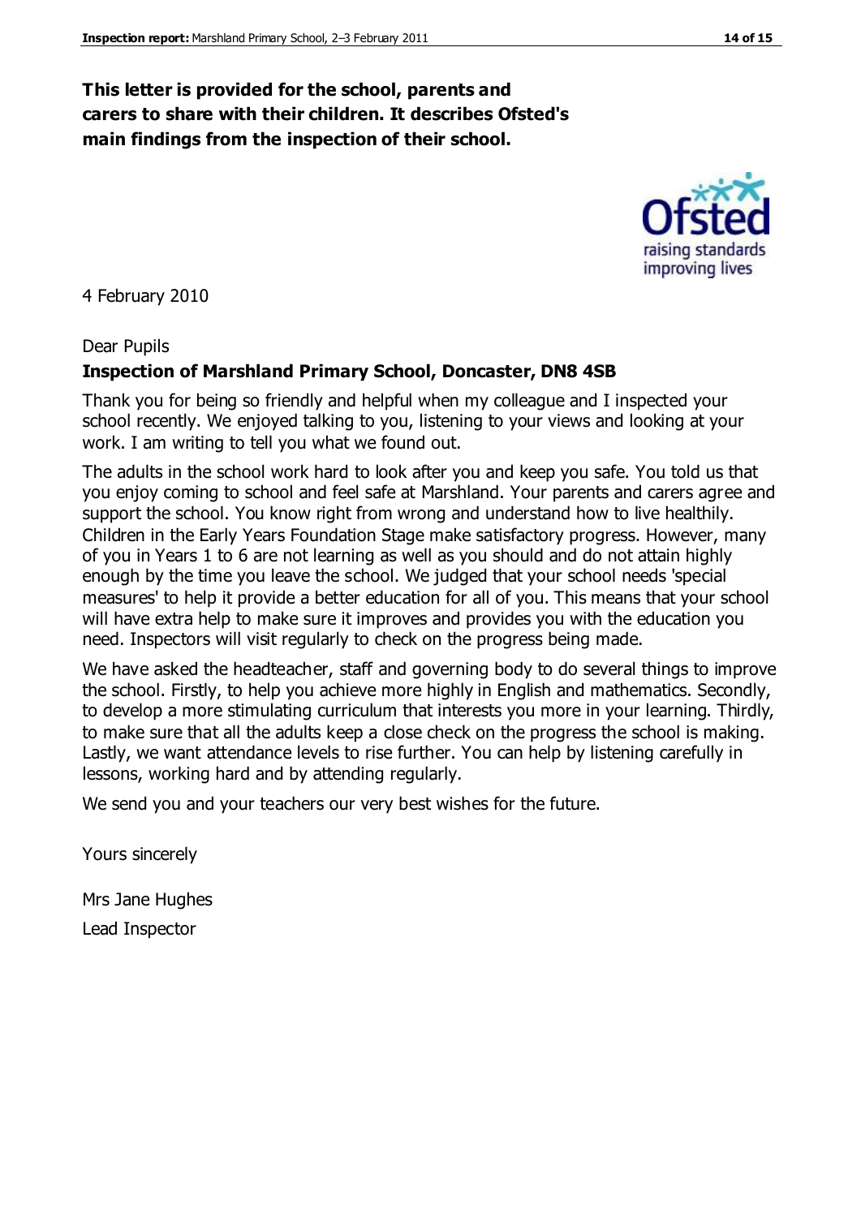**This letter is provided for the school, parents and carers to share with their children. It describes Ofsted's main findings from the inspection of their school.**

4 February 2010

Dear Pupils

**Inspection of Marshland Primary School, Doncaster, DN8 4SB**

Thank you for being so friendly and helpful when my colleague and I inspected your school recently. We enjoyed talking to you, listening to your views and looking at your work. I am writing to tell you what we found out.

The adults in the school work hard to look after you and keep you safe. You told us that you enjoy coming to school and feel safe at Marshland. Your parents and carers agree and support the school. You know right from wrong and understand how to live healthily. Children in the Early Years Foundation Stage make satisfactory progress. However, many of you in Years 1 to 6 are not learning as well as you should and do not attain highly enough by the time you leave the school. We judged that your school needs 'special measures' to help it provide a better education for all of you. This means that your school will have extra help to make sure it improves and provides you with the education you need. Inspectors will visit regularly to check on the progress being made.

We have asked the headteacher, staff and governing body to do several things to improve the school. Firstly, to help you achieve more highly in English and mathematics. Secondly, to develop a more stimulating curriculum that interests you more in your learning. Thirdly, to make sure that all the adults keep a close check on the progress the school is making. Lastly, we want attendance levels to rise further. You can help by listening carefully in lessons, working hard and by attending regularly.

We send you and your teachers our very best wishes for the future.

Yours sincerely

Mrs Jane Hughes

Lead Inspector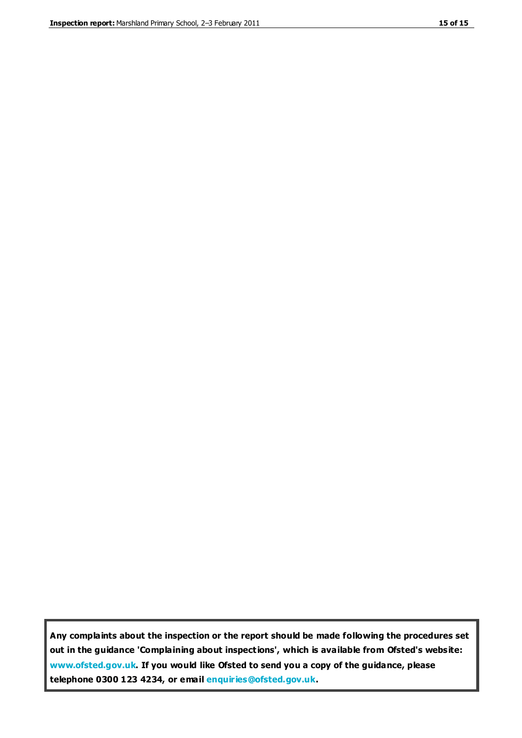**Any complaints about the inspection or the report should be made following the procedures set out in the guidance 'Complaining about inspections', which is available from Ofsted's website: www.ofsted.gov.uk. If you would like Ofsted to send you a copy of the guidance, please telephone 0300 123 4234, or email enquiries@ofsted.gov.uk.**